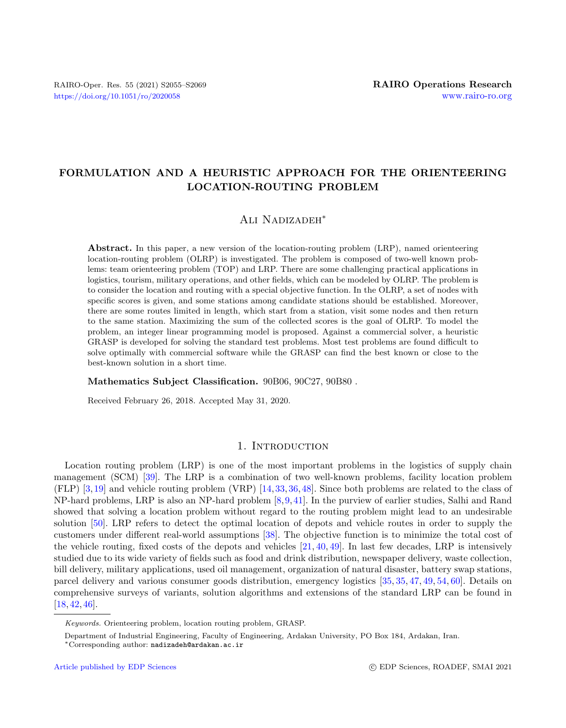# FORMULATION AND A HEURISTIC APPROACH FOR THE ORIENTEERING LOCATION-ROUTING PROBLEM

Ali Nadizadeh*

**Abstract.** In this paper, a new version of the location-routing problem (LRP), named orienteering location-routing problem (OLRP) is investigated. The problem is composed of two-well known problems: team orienteering problem (TOP) and LRP. There are some challenging practical applications in logistics, tourism, military operations, and other fields, which can be modeled by OLRP. The problem is to consider the location and routing with a special objective function. In the OLRP, a set of nodes with specific scores is given, and some stations among candidate stations should be established. Moreover, there are some routes limited in length, which start from a station, visit some nodes and then return to the same station. Maximizing the sum of the collected scores is the goal of OLRP. To model the problem, an integer linear programming model is proposed. Against a commercial solver, a heuristic GRASP is developed for solving the standard test problems. Most test problems are found difficult to solve optimally with commercial software while the GRASP can find the best known or close to the best-known solution in a short time.

**Mathematics Subject Classification.** 90B06, 90C27, 90B80 .

Received February 26, 2018. Accepted May 31, 2020.

## 1. Introduction

Location routing problem (LRP) is one of the most important problems in the logistics of supply chain management (SCM) [39]. The LRP is a combination of two well-known problems, facility location problem (FLP) [3,19] and vehicle routing problem (VRP) [14,33,36,48]. Since both problems are related to the class of NP-hard problems, LRP is also an NP-hard problem [8,9,41]. In the purview of earlier studies, Salhi and Rand showed that solving a location problem without regard to the routing problem might lead to an undesirable solution [50]. LRP refers to detect the optimal location of depots and vehicle routes in order to supply the customers under different real-world assumptions [38]. The objective function is to minimize the total cost of the vehicle routing, fixed costs of the depots and vehicles [21,40,49]. In last few decades, LRP is intensively studied due to its wide variety of fields such as food and drink distribution, newspaper delivery, waste collection, bill delivery, military applications, used oil management, organization of natural disaster, battery swap stations, parcel delivery and various consumer goods distribution, emergency logistics [35,35,47,49,54,60]. Details on comprehensive surveys of variants, solution algorithms and extensions of the standard LRP can be found in [18,42,46].

*Keywords.* Orienteering problem, location routing problem, GRASP.

Department of Industrial Engineering, Faculty of Engineering, Ardakan University, PO Box 184, Ardakan, Iran.

*Corresponding author: nadizadeh@ardakan.ac.ir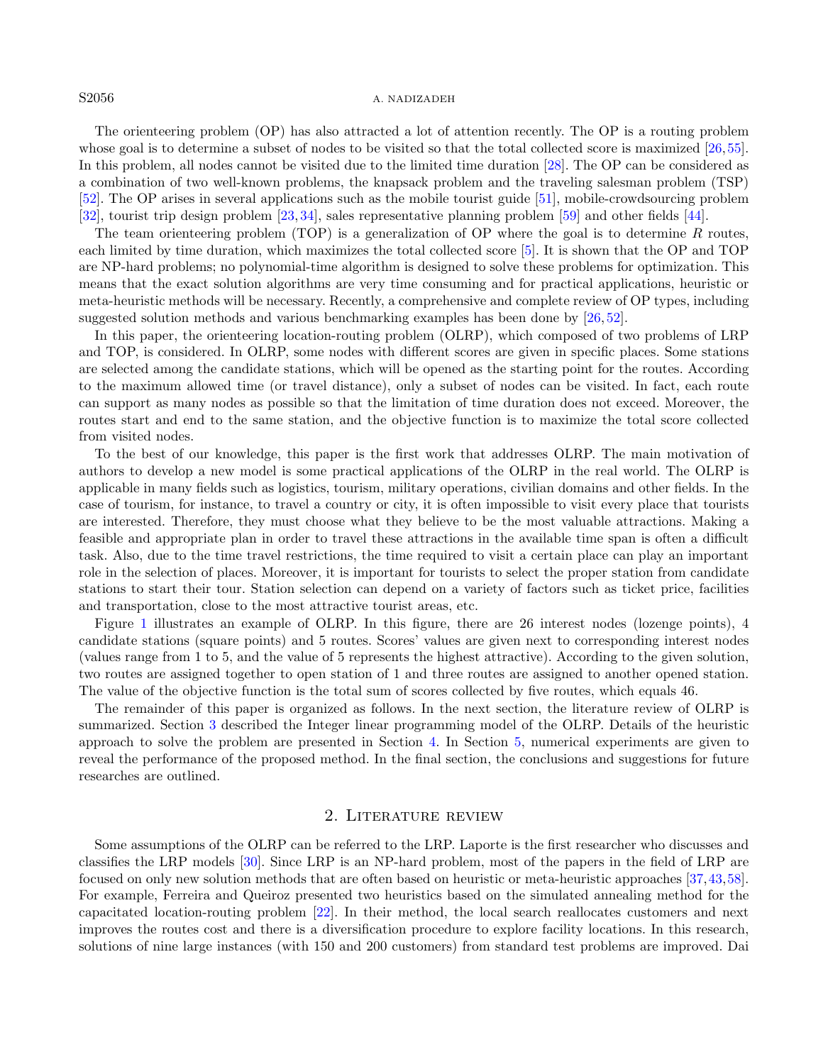The orienteering problem (OP) has also attracted a lot of attention recently. The OP is a routing problem whose goal is to determine a subset of nodes to be visited so that the total collected score is maximized [26,55]. In this problem, all nodes cannot be visited due to the limited time duration [28]. The OP can be considered as a combination of two well-known problems, the knapsack problem and the traveling salesman problem (TSP) [52]. The OP arises in several applications such as the mobile tourist guide [51], mobile-crowdsourcing problem [32], tourist trip design problem [23,34], sales representative planning problem [59] and other fields [44].

The team orienteering problem (TOP) is a generalization of OP where the goal is to determine $R$ routes, each limited by time duration, which maximizes the total collected score [5]. It is shown that the OP and TOP are NP-hard problems; no polynomial-time algorithm is designed to solve these problems for optimization. This means that the exact solution algorithms are very time consuming and for practical applications, heuristic or meta-heuristic methods will be necessary. Recently, a comprehensive and complete review of OP types, including suggested solution methods and various benchmarking examples has been done by [26,52].

In this paper, the orienteering location-routing problem (OLRP), which composed of two problems of LRP and TOP, is considered. In OLRP, some nodes with different scores are given in specific places. Some stations are selected among the candidate stations, which will be opened as the starting point for the routes. According to the maximum allowed time (or travel distance), only a subset of nodes can be visited. In fact, each route can support as many nodes as possible so that the limitation of time duration does not exceed. Moreover, the routes start and end to the same station, and the objective function is to maximize the total score collected from visited nodes.

To the best of our knowledge, this paper is the first work that addresses OLRP. The main motivation of authors to develop a new model is some practical applications of the OLRP in the real world. The OLRP is applicable in many fields such as logistics, tourism, military operations, civilian domains and other fields. In the case of tourism, for instance, to travel a country or city, it is often impossible to visit every place that tourists are interested. Therefore, they must choose what they believe to be the most valuable attractions. Making a feasible and appropriate plan in order to travel these attractions in the available time span is often a difficult task. Also, due to the time travel restrictions, the time required to visit a certain place can play an important role in the selection of places. Moreover, it is important for tourists to select the proper station from candidate stations to start their tour. Station selection can depend on a variety of factors such as ticket price, facilities and transportation, close to the most attractive tourist areas, etc.

Figure 1 illustrates an example of OLRP. In this figure, there are 26 interest nodes (lozenge points), 4 candidate stations (square points) and 5 routes. Scores' values are given next to corresponding interest nodes (values range from 1 to 5, and the value of 5 represents the highest attractive). According to the given solution, two routes are assigned together to open station of 1 and three routes are assigned to another opened station. The value of the objective function is the total sum of scores collected by five routes, which equals 46.

The remainder of this paper is organized as follows. In the next section, the literature review of OLRP is summarized. Section 3 described the Integer linear programming model of the OLRP. Details of the heuristic approach to solve the problem are presented in Section 4. In Section 5, numerical experiments are given to reveal the performance of the proposed method. In the final section, the conclusions and suggestions for future researches are outlined.

## 2. Literature review

Some assumptions of the OLRP can be referred to the LRP. Laporte is the first researcher who discusses and classifies the LRP models [30]. Since LRP is an NP-hard problem, most of the papers in the field of LRP are focused on only new solution methods that are often based on heuristic or meta-heuristic approaches [37,43,58]. For example, Ferreira and Queiroz presented two heuristics based on the simulated annealing method for the capacitated location-routing problem [22]. In their method, the local search reallocates customers and next improves the routes cost and there is a diversification procedure to explore facility locations. In this research, solutions of nine large instances (with 150 and 200 customers) from standard test problems are improved. Dai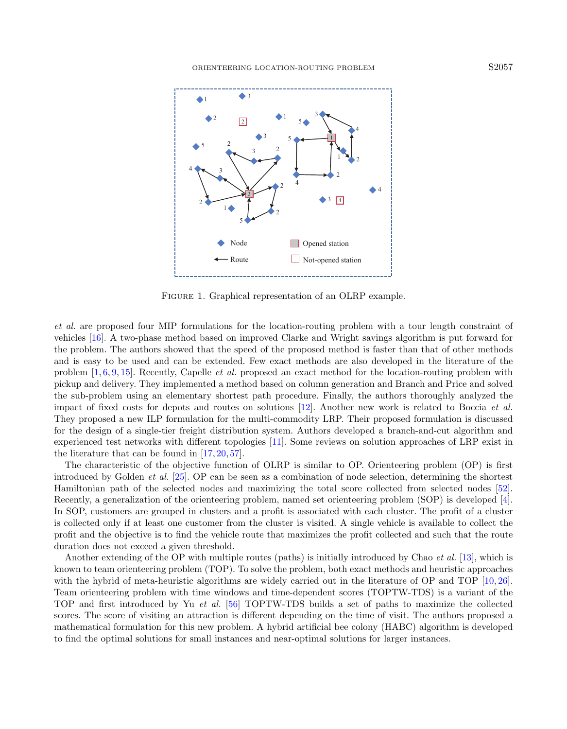FIGURE 1. Graphical representation of an OLRP example.

*et al.* are proposed four MIP formulations for the location-routing problem with a tour length constraint of vehicles [16]. A two-phase method based on improved Clarke and Wright savings algorithm is put forward for the problem. The authors showed that the speed of the proposed method is faster than that of other methods and is easy to be used and can be extended. Few exact methods are also developed in the literature of the problem [1, 6, 9, 15]. Recently, Capelle *et al.* proposed an exact method for the location-routing problem with pickup and delivery. They implemented a method based on column generation and Branch and Price and solved the sub-problem using an elementary shortest path procedure. Finally, the authors thoroughly analyzed the impact of fixed costs for depots and routes on solutions [12]. Another new work is related to Boccia *et al.* They proposed a new ILP formulation for the multi-commodity LRP. Their proposed formulation is discussed for the design of a single-tier freight distribution system. Authors developed a branch-and-cut algorithm and experienced test networks with different topologies [11]. Some reviews on solution approaches of LRP exist in the literature that can be found in [17, 20, 57].

The characteristic of the objective function of OLRP is similar to OP. Orienteering problem (OP) is first introduced by Golden *et al.* [25]. OP can be seen as a combination of node selection, determining the shortest Hamiltonian path of the selected nodes and maximizing the total score collected from selected nodes [52]. Recently, a generalization of the orienteering problem, named set orienteering problem (SOP) is developed [4]. In SOP, customers are grouped in clusters and a profit is associated with each cluster. The profit of a cluster is collected only if at least one customer from the cluster is visited. A single vehicle is available to collect the profit and the objective is to find the vehicle route that maximizes the profit collected and such that the route duration does not exceed a given threshold.

Another extending of the OP with multiple routes (paths) is initially introduced by Chao *et al.* [13], which is known to team orienteering problem (TOP). To solve the problem, both exact methods and heuristic approaches with the hybrid of meta-heuristic algorithms are widely carried out in the literature of OP and TOP [10, 26]. Team orienteering problem with time windows and time-dependent scores (TOPTW-TDS) is a variant of the TOP and first introduced by Yu *et al.* [56] TOPTW-TDS builds a set of paths to maximize the collected scores. The score of visiting an attraction is different depending on the time of visit. The authors proposed a mathematical formulation for this new problem. A hybrid artificial bee colony (HABC) algorithm is developed to find the optimal solutions for small instances and near-optimal solutions for larger instances.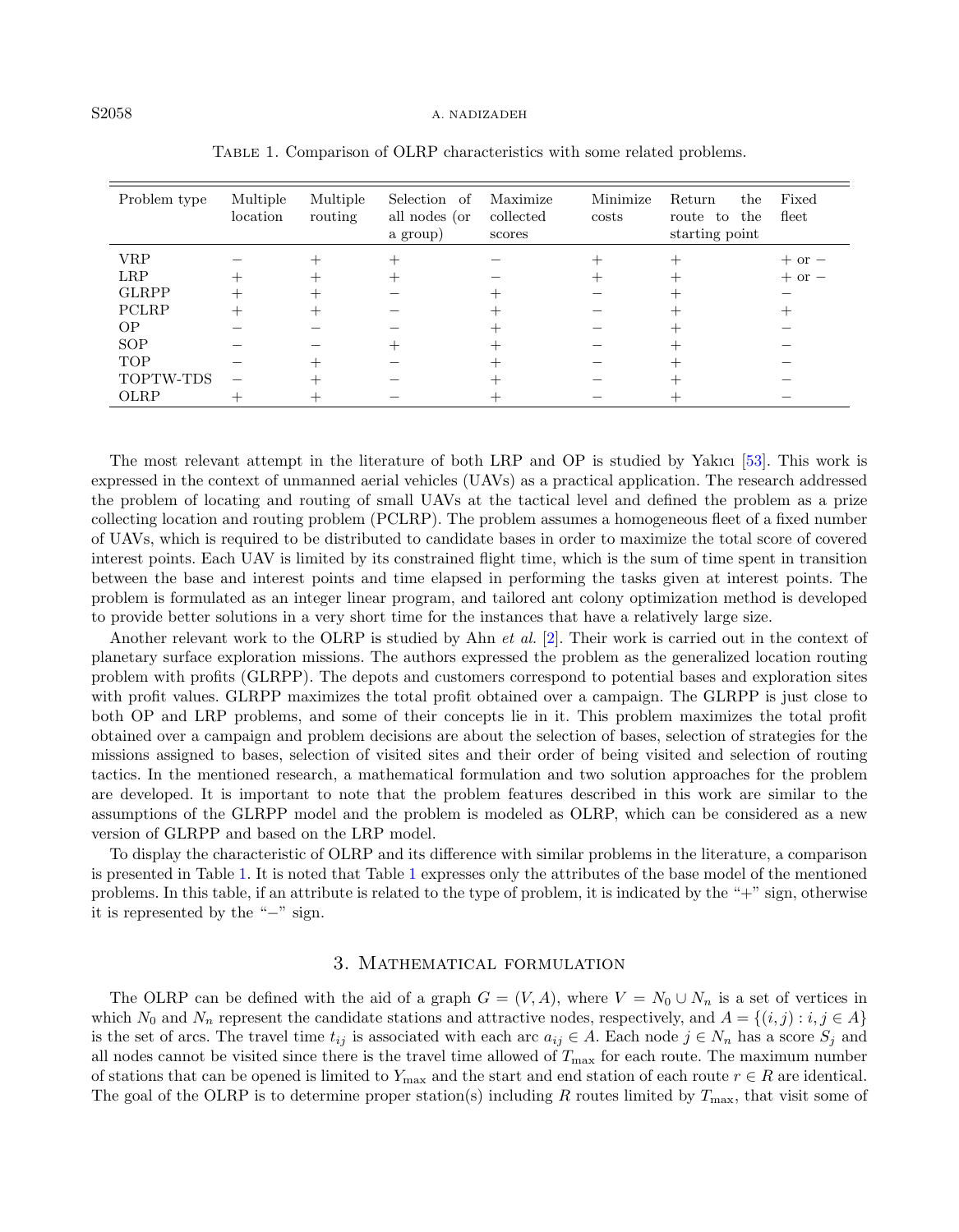Table 1. Comparison of OLRP characteristics with some related problems.

| Problem type | Multiple location | Multiple routing | Selection of all nodes (or a group) | Maximize collected scores | Minimize costs | Return the route to the starting point | Fixed fleet |
|---|---|---|---|---|---|---|---|
| VRP | − | + | + | − | + | + | + or − |
| LRP | + | + | + | − | + | + | + or − |
| GLRPP | + | + | − | + | − | + | − |
| PCLRP | + | + | − | + | − | + | + |
| OP | − | − | − | + | − | + | − |
| SOP | − | − | + | + | − | + | − |
| TOP | − | + | − | + | − | + | − |
| TOPTW-TDS | − | + | − | + | − | + | − |
| OLRP | + | + | − | + | − | + | − |

The most relevant attempt in the literature of both LRP and OP is studied by Yakıcı [53]. This work is expressed in the context of unmanned aerial vehicles (UAVs) as a practical application. The research addressed the problem of locating and routing of small UAVs at the tactical level and defined the problem as a prize collecting location and routing problem (PCLRP). The problem assumes a homogeneous fleet of a fixed number of UAVs, which is required to be distributed to candidate bases in order to maximize the total score of covered interest points. Each UAV is limited by its constrained flight time, which is the sum of time spent in transition between the base and interest points and time elapsed in performing the tasks given at interest points. The problem is formulated as an integer linear program, and tailored ant colony optimization method is developed to provide better solutions in a very short time for the instances that have a relatively large size.

Another relevant work to the OLRP is studied by Ahn *et al.* [2]. Their work is carried out in the context of planetary surface exploration missions. The authors expressed the problem as the generalized location routing problem with profits (GLRPP). The depots and customers correspond to potential bases and exploration sites with profit values. GLRPP maximizes the total profit obtained over a campaign. The GLRPP is just close to both OP and LRP problems, and some of their concepts lie in it. This problem maximizes the total profit obtained over a campaign and problem decisions are about the selection of bases, selection of strategies for the missions assigned to bases, selection of visited sites and their order of being visited and selection of routing tactics. In the mentioned research, a mathematical formulation and two solution approaches for the problem are developed. It is important to note that the problem features described in this work are similar to the assumptions of the GLRPP model and the problem is modeled as OLRP, which can be considered as a new version of GLRPP and based on the LRP model.

To display the characteristic of OLRP and its difference with similar problems in the literature, a comparison is presented in Table 1. It is noted that Table 1 expresses only the attributes of the base model of the mentioned problems. In this table, if an attribute is related to the type of problem, it is indicated by the "+" sign, otherwise it is represented by the "−" sign.

## 3. Mathematical formulation

The OLRP can be defined with the aid of a graph $G = (V, A)$, where $V = N_0 \cup N_n$ is a set of vertices in which $N_0$ and $N_n$ represent the candidate stations and attractive nodes, respectively, and $A = \{(i,j) : i,j \in A\}$ is the set of arcs. The travel time $t_{ij}$ is associated with each arc $a_{ij} \in A$. Each node $j \in N_n$ has a score $S_j$ and all nodes cannot be visited since there is the travel time allowed of $T_{\max}$ for each route. The maximum number of stations that can be opened is limited to $Y_{\max}$ and the start and end station of each route $r \in R$ are identical. The goal of the OLRP is to determine proper station(s) including $R$ routes limited by $T_{\max}$, that visit some of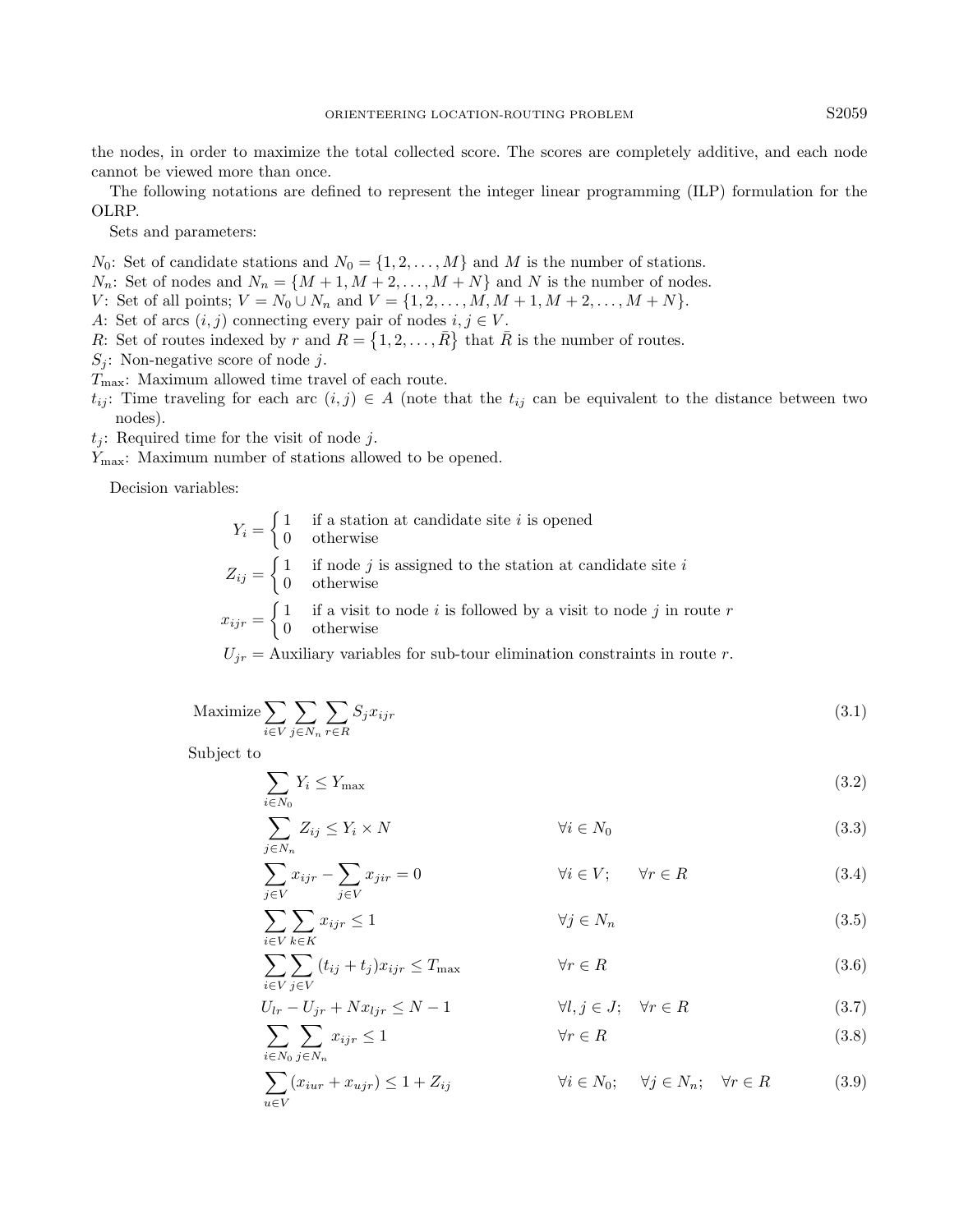the nodes, in order to maximize the total collected score. The scores are completely additive, and each node cannot be viewed more than once.

The following notations are defined to represent the integer linear programming (ILP) formulation for the OLRP.

Sets and parameters:

$N_0$: Set of candidate stations and $N_0 = \{1, 2, \ldots, M\}$ and $M$ is the number of stations.
$N_n$: Set of nodes and $N_n = \{M+1, M+2, \ldots, M+N\}$ and $N$ is the number of nodes.
$V$: Set of all points; $V = N_0 \cup N_n$ and $V = \{1, 2, \ldots, M, M+1, M+2, \ldots, M+N\}$.
$A$: Set of arcs $(i, j)$ connecting every pair of nodes $i, j \in V$.
$R$: Set of routes indexed by $r$ and $R = \{1, 2, \ldots, \bar{R}\}$ that $\bar{R}$ is the number of routes.
$S_j$: Non-negative score of node $j$.
$T_{\max}$: Maximum allowed time travel of each route.
$t_{ij}$: Time traveling for each arc $(i, j) \in A$ (note that the $t_{ij}$ can be equivalent to the distance between two nodes).
$t_j$: Required time for the visit of node $j$.
$Y_{\max}$: Maximum number of stations allowed to be opened.

Decision variables:

$$Y_i = \begin{cases} 1 & \text{if a station at candidate site } i \text{ is opened} \\ 0 & \text{otherwise} \end{cases}$$

$$Z_{ij} = \begin{cases} 1 & \text{if node } j \text{ is assigned to the station at candidate site } i \\ 0 & \text{otherwise} \end{cases}$$

$$x_{ijr} = \begin{cases} 1 & \text{if a visit to node } i \text{ is followed by a visit to node } j \text{ in route } r \\ 0 & \text{otherwise} \end{cases}$$

$U_{jr}$ = Auxiliary variables for sub-tour elimination constraints in route $r$.

$$\text{Maximize} \sum_{i \in V} \sum_{j \in N_n} \sum_{r \in R} S_j x_{ijr} \tag{3.1}$$

Subject to

$$\sum_{i \in N_0} Y_i \leq Y_{\max} \tag{3.2}$$

$$\sum_{j \in N_n} Z_{ij} \leq Y_i \times N \qquad \forall i \in N_0 \tag{3.3}$$

$$\sum_{j \in V} x_{ijr} - \sum_{j \in V} x_{jir} = 0 \qquad \forall i \in V; \quad \forall r \in R \tag{3.4}$$

$$\sum_{i \in V} \sum_{k \in K} x_{ijr} \leq 1 \qquad \forall j \in N_n \tag{3.5}$$

$$\sum_{i \in V} \sum_{j \in V} (t_{ij} + t_j) x_{ijr} \leq T_{\max} \qquad \forall r \in R \tag{3.6}$$

$$U_{lr} - U_{jr} + N x_{ljr} \leq N - 1 \qquad \forall l, j \in J; \quad \forall r \in R \tag{3.7}$$

$$\sum_{i \in N_0} \sum_{j \in N_n} x_{ijr} \leq 1 \qquad \forall r \in R \tag{3.8}$$

$$\sum_{u \in V} (x_{iur} + x_{ujr}) \leq 1 + Z_{ij} \qquad \forall i \in N_0; \quad \forall j \in N_n; \quad \forall r \in R \tag{3.9}$$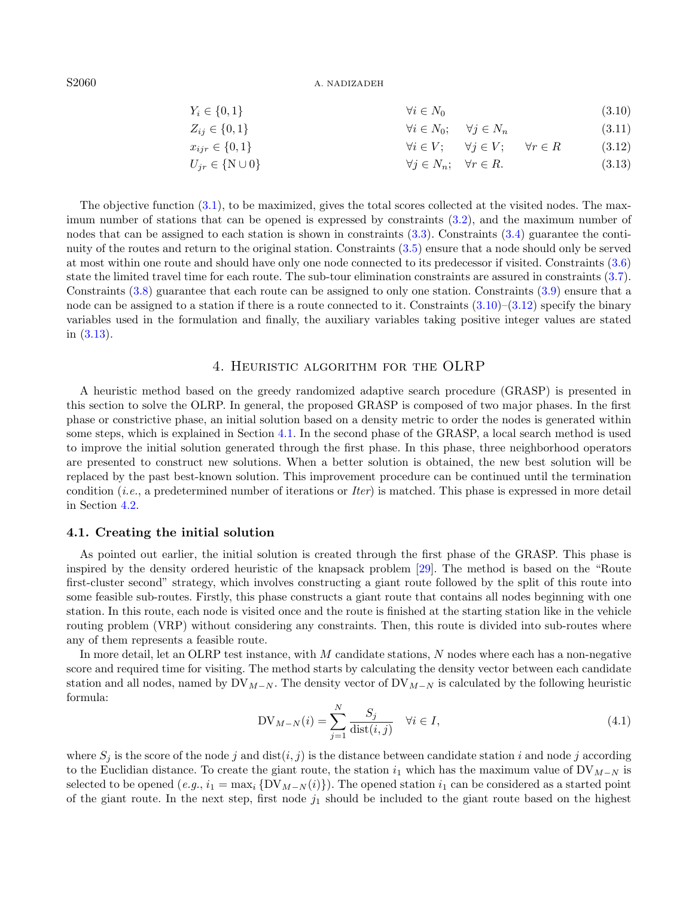$$Y_i \in \{0,1\} \qquad \forall i \in N_0 \tag{3.10}$$

$$Z_{ij} \in \{0,1\} \qquad \forall i \in N_0; \quad \forall j \in N_n \tag{3.11}$$

$$x_{ijr} \in \{0,1\} \qquad \forall i \in V; \quad \forall j \in V; \quad \forall r \in R \tag{3.12}$$

$$U_{jr} \in \{\mathrm{N} \cup 0\} \qquad \forall j \in N_n; \quad \forall r \in R. \tag{3.13}$$

The objective function (3.1), to be maximized, gives the total scores collected at the visited nodes. The maximum number of stations that can be opened is expressed by constraints (3.2), and the maximum number of nodes that can be assigned to each station is shown in constraints (3.3). Constraints (3.4) guarantee the continuity of the routes and return to the original station. Constraints (3.5) ensure that a node should only be served at most within one route and should have only one node connected to its predecessor if visited. Constraints (3.6) state the limited travel time for each route. The sub-tour elimination constraints are assured in constraints (3.7). Constraints (3.8) guarantee that each route can be assigned to only one station. Constraints (3.9) ensure that a node can be assigned to a station if there is a route connected to it. Constraints (3.10)–(3.12) specify the binary variables used in the formulation and finally, the auxiliary variables taking positive integer values are stated in (3.13).

## 4. Heuristic algorithm for the OLRP

A heuristic method based on the greedy randomized adaptive search procedure (GRASP) is presented in this section to solve the OLRP. In general, the proposed GRASP is composed of two major phases. In the first phase or constrictive phase, an initial solution based on a density metric to order the nodes is generated within some steps, which is explained in Section 4.1. In the second phase of the GRASP, a local search method is used to improve the initial solution generated through the first phase. In this phase, three neighborhood operators are presented to construct new solutions. When a better solution is obtained, the new best solution will be replaced by the past best-known solution. This improvement procedure can be continued until the termination condition (*i.e.*, a predetermined number of iterations or *Iter*) is matched. This phase is expressed in more detail in Section 4.2.

### 4.1. Creating the initial solution

As pointed out earlier, the initial solution is created through the first phase of the GRASP. This phase is inspired by the density ordered heuristic of the knapsack problem [29]. The method is based on the "Route first-cluster second" strategy, which involves constructing a giant route followed by the split of this route into some feasible sub-routes. Firstly, this phase constructs a giant route that contains all nodes beginning with one station. In this route, each node is visited once and the route is finished at the starting station like in the vehicle routing problem (VRP) without considering any constraints. Then, this route is divided into sub-routes where any of them represents a feasible route.

In more detail, let an OLRP test instance, with $M$ candidate stations, $N$ nodes where each has a non-negative score and required time for visiting. The method starts by calculating the density vector between each candidate station and all nodes, named by $\mathrm{DV}_{M-N}$. The density vector of $\mathrm{DV}_{M-N}$ is calculated by the following heuristic formula:

$$\mathrm{DV}_{M-N}(i) = \sum_{j=1}^{N} \frac{S_j}{\mathrm{dist}(i,j)} \quad \forall i \in I, \tag{4.1}$$

where $S_j$ is the score of the node $j$ and $\mathrm{dist}(i,j)$ is the distance between candidate station $i$ and node $j$ according to the Euclidian distance. To create the giant route, the station $i_1$ which has the maximum value of $\mathrm{DV}_{M-N}$ is selected to be opened (*e.g.*, $i_1 = \max_i \{\mathrm{DV}_{M-N}(i)\}$). The opened station $i_1$ can be considered as a started point of the giant route. In the next step, first node $j_1$ should be included to the giant route based on the highest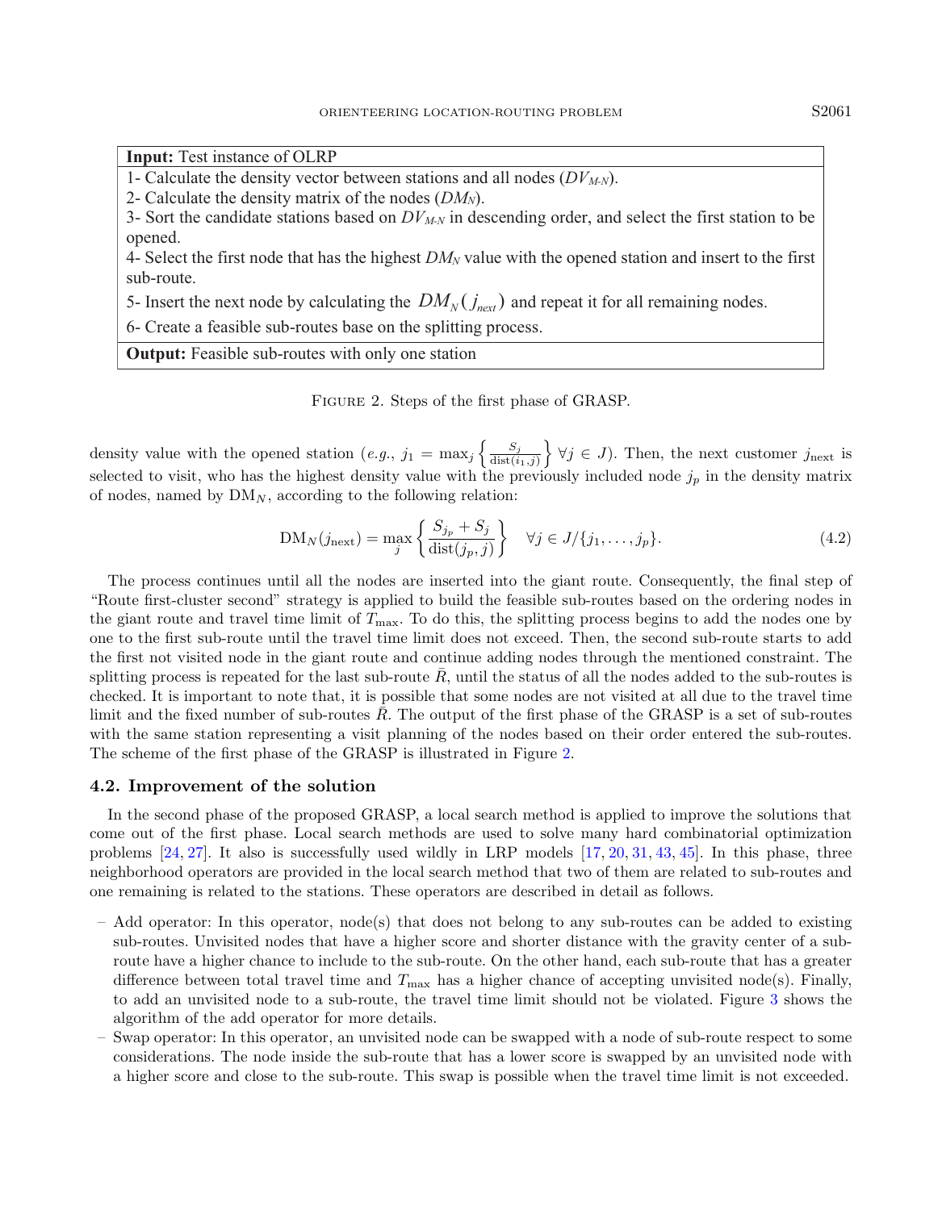| **Input:** Test instance of OLRP |
|---|
| 1- Calculate the density vector between stations and all nodes ($DV_{M\text{-}N}$). |
| 2- Calculate the density matrix of the nodes ($DM_N$). |
| 3- Sort the candidate stations based on $DV_{M\text{-}N}$ in descending order, and select the first station to be opened. |
| 4- Select the first node that has the highest $DM_N$ value with the opened station and insert to the first sub-route. |
| 5- Insert the next node by calculating the $DM_N(j_{next})$ and repeat it for all remaining nodes. |
| 6- Create a feasible sub-routes base on the splitting process. |
| **Output:** Feasible sub-routes with only one station |

Figure 2. Steps of the first phase of GRASP.

density value with the opened station (*e.g.*, $j_1 = \max_j \left\{\frac{S_j}{\text{dist}(i_1,j)}\right\} \forall j \in J$). Then, the next customer $j_{\text{next}}$ is selected to visit, who has the highest density value with the previously included node $j_p$ in the density matrix of nodes, named by $\text{DM}_N$, according to the following relation:

$$\text{DM}_N(j_{\text{next}}) = \max_j \left\{\frac{S_{j_p} + S_j}{\text{dist}(j_p, j)}\right\} \quad \forall j \in J/\{j_1, \ldots, j_p\}. \tag{4.2}$$

The process continues until all the nodes are inserted into the giant route. Consequently, the final step of "Route first-cluster second" strategy is applied to build the feasible sub-routes based on the ordering nodes in the giant route and travel time limit of $T_{\max}$. To do this, the splitting process begins to add the nodes one by one to the first sub-route until the travel time limit does not exceed. Then, the second sub-route starts to add the first not visited node in the giant route and continue adding nodes through the mentioned constraint. The splitting process is repeated for the last sub-route $\bar{R}$, until the status of all the nodes added to the sub-routes is checked. It is important to note that, it is possible that some nodes are not visited at all due to the travel time limit and the fixed number of sub-routes $\bar{R}$. The output of the first phase of the GRASP is a set of sub-routes with the same station representing a visit planning of the nodes based on their order entered the sub-routes. The scheme of the first phase of the GRASP is illustrated in Figure 2.

### 4.2. Improvement of the solution

In the second phase of the proposed GRASP, a local search method is applied to improve the solutions that come out of the first phase. Local search methods are used to solve many hard combinatorial optimization problems [24, 27]. It also is successfully used wildly in LRP models [17, 20, 31, 43, 45]. In this phase, three neighborhood operators are provided in the local search method that two of them are related to sub-routes and one remaining is related to the stations. These operators are described in detail as follows.

- Add operator: In this operator, node(s) that does not belong to any sub-routes can be added to existing sub-routes. Unvisited nodes that have a higher score and shorter distance with the gravity center of a sub-route have a higher chance to include to the sub-route. On the other hand, each sub-route that has a greater difference between total travel time and $T_{\max}$ has a higher chance of accepting unvisited node(s). Finally, to add an unvisited node to a sub-route, the travel time limit should not be violated. Figure 3 shows the algorithm of the add operator for more details.
- Swap operator: In this operator, an unvisited node can be swapped with a node of sub-route respect to some considerations. The node inside the sub-route that has a lower score is swapped by an unvisited node with a higher score and close to the sub-route. This swap is possible when the travel time limit is not exceeded.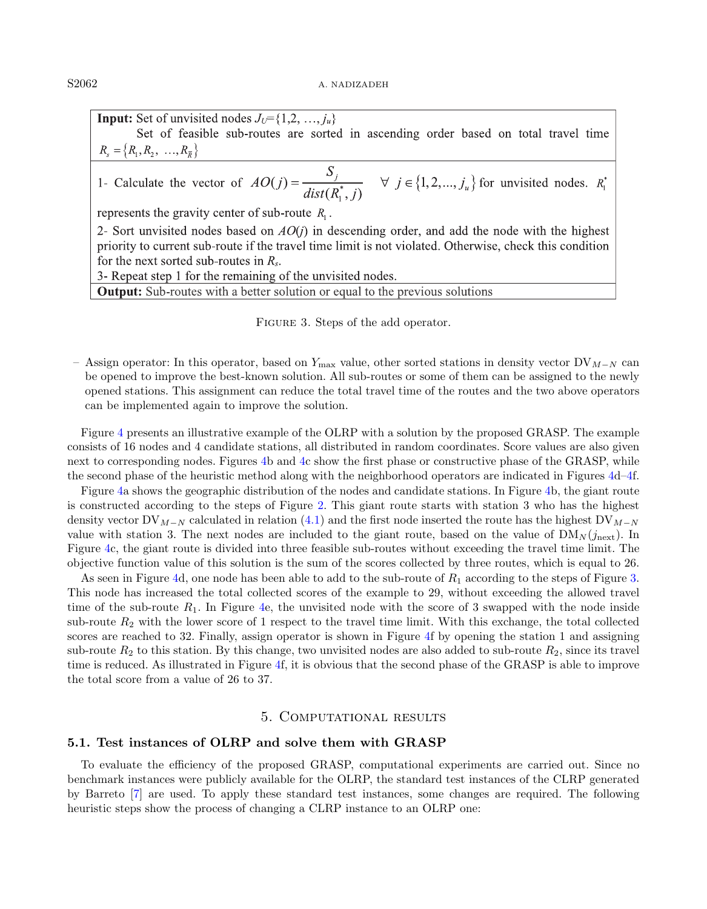**Input:** Set of unvisited nodes $J_U=\{1,2, \ldots, j_u\}$

Set of feasible sub-routes are sorted in ascending order based on total travel time $R_s=\{R_1, R_2, \ldots, R_{\bar{R}}\}$

1- Calculate the vector of $AO(j)=\dfrac{S_j}{dist(R_1^*, j)} \quad \forall\ j \in \{1,2,\ldots,j_u\}$ for unvisited nodes. $R_1^*$ represents the gravity center of sub-route $R_1$.

2- Sort unvisited nodes based on $AO(j)$ in descending order, and add the node with the highest priority to current sub-route if the travel time limit is not violated. Otherwise, check this condition for the next sorted sub-routes in $R_s$.

3- Repeat step 1 for the remaining of the unvisited nodes.

**Output:** Sub-routes with a better solution or equal to the previous solutions

Figure 3. Steps of the add operator.

– Assign operator: In this operator, based on $Y_{\max}$ value, other sorted stations in density vector $\mathrm{DV}_{M-N}$ can be opened to improve the best-known solution. All sub-routes or some of them can be assigned to the newly opened stations. This assignment can reduce the total travel time of the routes and the two above operators can be implemented again to improve the solution.

Figure 4 presents an illustrative example of the OLRP with a solution by the proposed GRASP. The example consists of 16 nodes and 4 candidate stations, all distributed in random coordinates. Score values are also given next to corresponding nodes. Figures 4b and 4c show the first phase or constructive phase of the GRASP, while the second phase of the heuristic method along with the neighborhood operators are indicated in Figures 4d–4f.

Figure 4a shows the geographic distribution of the nodes and candidate stations. In Figure 4b, the giant route is constructed according to the steps of Figure 2. This giant route starts with station 3 who has the highest density vector $\mathrm{DV}_{M-N}$ calculated in relation (4.1) and the first node inserted the route has the highest $\mathrm{DV}_{M-N}$ value with station 3. The next nodes are included to the giant route, based on the value of $\mathrm{DM}_N(j_{\text{next}})$. In Figure 4c, the giant route is divided into three feasible sub-routes without exceeding the travel time limit. The objective function value of this solution is the sum of the scores collected by three routes, which is equal to 26.

As seen in Figure 4d, one node has been able to add to the sub-route of $R_1$ according to the steps of Figure 3. This node has increased the total collected scores of the example to 29, without exceeding the allowed travel time of the sub-route $R_1$. In Figure 4e, the unvisited node with the score of 3 swapped with the node inside sub-route $R_2$ with the lower score of 1 respect to the travel time limit. With this exchange, the total collected scores are reached to 32. Finally, assign operator is shown in Figure 4f by opening the station 1 and assigning sub-route $R_2$ to this station. By this change, two unvisited nodes are also added to sub-route $R_2$, since its travel time is reduced. As illustrated in Figure 4f, it is obvious that the second phase of the GRASP is able to improve the total score from a value of 26 to 37.

## 5. Computational results

### 5.1. Test instances of OLRP and solve them with GRASP

To evaluate the efficiency of the proposed GRASP, computational experiments are carried out. Since no benchmark instances were publicly available for the OLRP, the standard test instances of the CLRP generated by Barreto [7] are used. To apply these standard test instances, some changes are required. The following heuristic steps show the process of changing a CLRP instance to an OLRP one: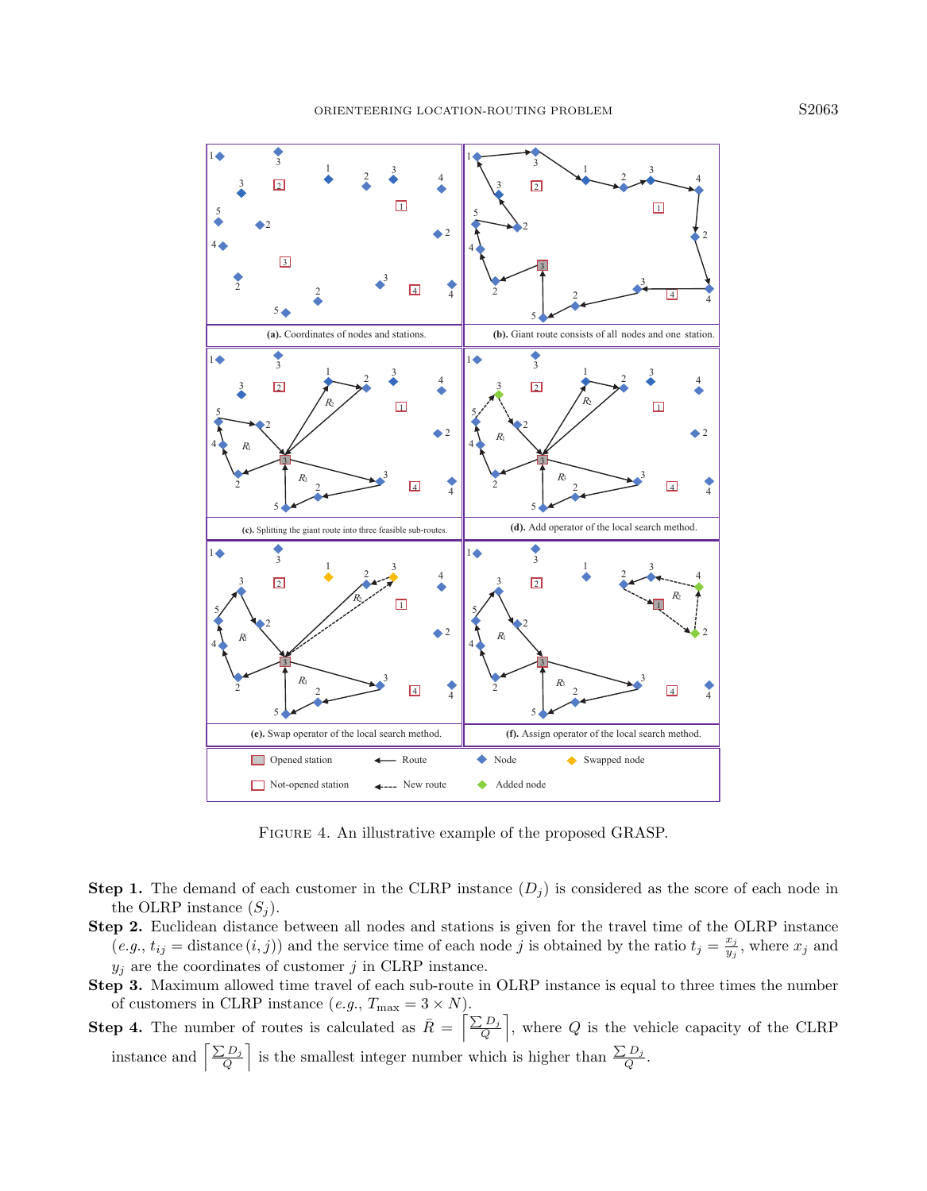Figure 4. An illustrative example of the proposed GRASP.

**Step 1.** The demand of each customer in the CLRP instance ($D_j$) is considered as the score of each node in the OLRP instance ($S_j$).

**Step 2.** Euclidean distance between all nodes and stations is given for the travel time of the OLRP instance (*e.g.*, $t_{ij}$ = distance $(i, j)$) and the service time of each node $j$ is obtained by the ratio $t_j = \frac{x_j}{y_j}$, where $x_j$ and $y_j$ are the coordinates of customer $j$ in CLRP instance.

**Step 3.** Maximum allowed time travel of each sub-route in OLRP instance is equal to three times the number of customers in CLRP instance (*e.g.*, $T_{\max} = 3 \times N$).

**Step 4.** The number of routes is calculated as $\bar{R} = \left\lceil \frac{\sum D_j}{Q} \right\rceil$, where $Q$ is the vehicle capacity of the CLRP instance and $\left\lceil \frac{\sum D_j}{Q} \right\rceil$ is the smallest integer number which is higher than $\frac{\sum D_j}{Q}$.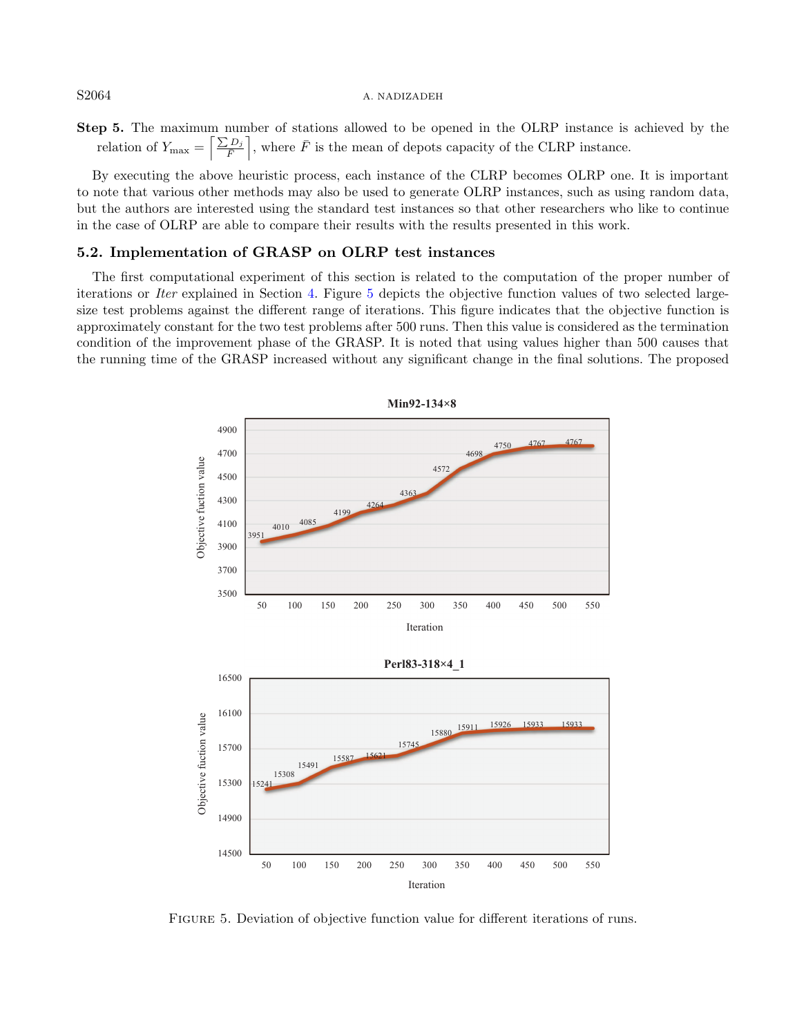**Step 5.** The maximum number of stations allowed to be opened in the OLRP instance is achieved by the relation of $Y_{\max} = \left\lceil \frac{\sum D_j}{\bar{F}} \right\rceil$, where $\bar{F}$ is the mean of depots capacity of the CLRP instance.

By executing the above heuristic process, each instance of the CLRP becomes OLRP one. It is important to note that various other methods may also be used to generate OLRP instances, such as using random data, but the authors are interested using the standard test instances so that other researchers who like to continue in the case of OLRP are able to compare their results with the results presented in this work.

## 5.2. Implementation of GRASP on OLRP test instances

The first computational experiment of this section is related to the computation of the proper number of iterations or *Iter* explained in Section 4. Figure 5 depicts the objective function values of two selected large-size test problems against the different range of iterations. This figure indicates that the objective function is approximately constant for the two test problems after 500 runs. Then this value is considered as the termination condition of the improvement phase of the GRASP. It is noted that using values higher than 500 causes that the running time of the GRASP increased without any significant change in the final solutions. The proposed

FIGURE 5. Deviation of objective function value for different iterations of runs.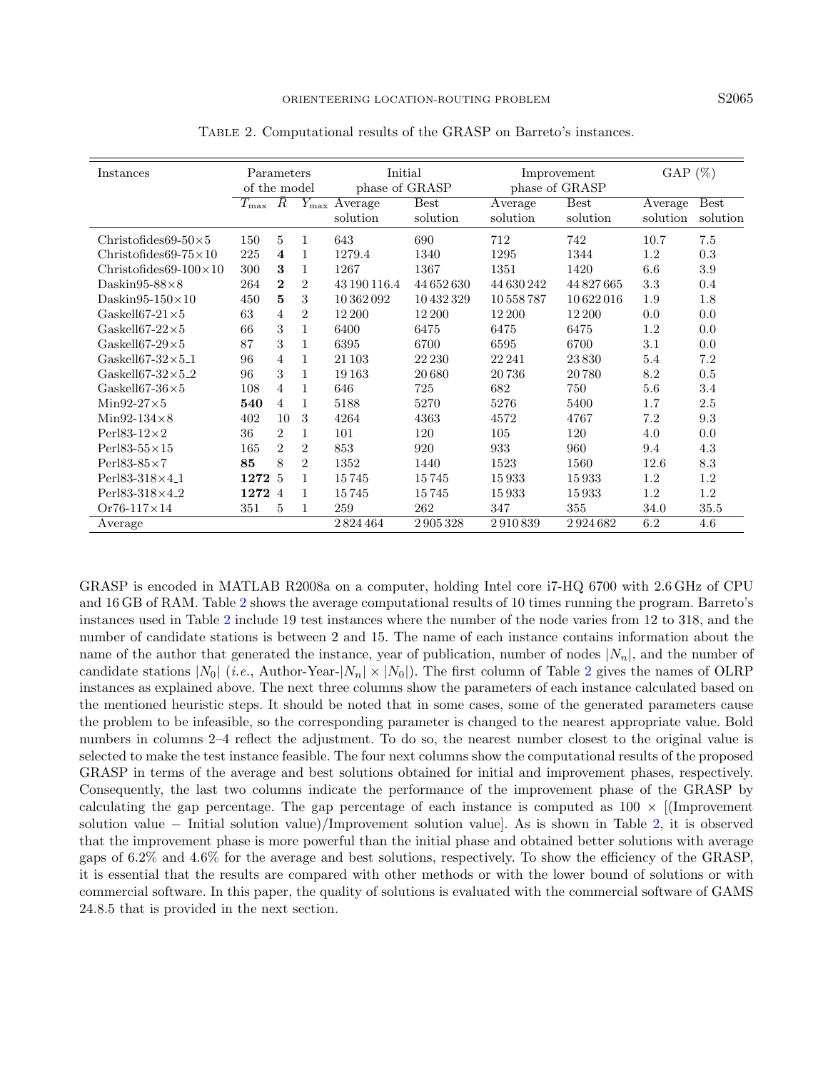Table 2. Computational results of the GRASP on Barreto's instances.

| Instances | Parameters of the model | | | Initial phase of GRASP | | Improvement phase of GRASP | | GAP (%) | |
|---|---|---|---|---|---|---|---|---|---|
| | $T_{\max}$ | $R$ | $Y_{\max}$ | Average solution | Best solution | Average solution | Best solution | Average solution | Best solution |
| Christofides69-50×5 | 150 | 5 | 1 | 643 | 690 | 712 | 742 | 10.7 | 7.5 |
| Christofides69-75×10 | 225 | **4** | 1 | 1279.4 | 1340 | 1295 | 1344 | 1.2 | 0.3 |
| Christofides69-100×10 | 300 | **3** | 1 | 1267 | 1367 | 1351 | 1420 | 6.6 | 3.9 |
| Daskin95-88×8 | 264 | **2** | 2 | 43 190 116.4 | 44 652 630 | 44 630 242 | 44 827 665 | 3.3 | 0.4 |
| Daskin95-150×10 | 450 | **5** | 3 | 10 362 092 | 10 432 329 | 10 558 787 | 10 622 016 | 1.9 | 1.8 |
| Gaskell67-21×5 | 63 | 4 | 2 | 12 200 | 12 200 | 12 200 | 12 200 | 0.0 | 0.0 |
| Gaskell67-22×5 | 66 | 3 | 1 | 6400 | 6475 | 6475 | 6475 | 1.2 | 0.0 |
| Gaskell67-29×5 | 87 | 3 | 1 | 6395 | 6700 | 6595 | 6700 | 3.1 | 0.0 |
| Gaskell67-32×5_1 | 96 | 4 | 1 | 21 103 | 22 230 | 22 241 | 23 830 | 5.4 | 7.2 |
| Gaskell67-32×5_2 | 96 | 3 | 1 | 19 163 | 20 680 | 20 736 | 20 780 | 8.2 | 0.5 |
| Gaskell67-36×5 | 108 | 4 | 1 | 646 | 725 | 682 | 750 | 5.6 | 3.4 |
| Min92-27×5 | **540** | 4 | 1 | 5188 | 5270 | 5276 | 5400 | 1.7 | 2.5 |
| Min92-134×8 | 402 | 10 | 3 | 4264 | 4363 | 4572 | 4767 | 7.2 | 9.3 |
| Perl83-12×2 | 36 | 2 | 1 | 101 | 120 | 105 | 120 | 4.0 | 0.0 |
| Perl83-55×15 | 165 | 2 | 2 | 853 | 920 | 933 | 960 | 9.4 | 4.3 |
| Perl83-85×7 | **85** | 8 | 2 | 1352 | 1440 | 1523 | 1560 | 12.6 | 8.3 |
| Perl83-318×4_1 | **1272** | 5 | 1 | 15 745 | 15 745 | 15 933 | 15 933 | 1.2 | 1.2 |
| Perl83-318×4_2 | **1272** | 4 | 1 | 15 745 | 15 745 | 15 933 | 15 933 | 1.2 | 1.2 |
| Or76-117×14 | 351 | 5 | 1 | 259 | 262 | 347 | 355 | 34.0 | 35.5 |
| Average | | | | 2 824 464 | 2 905 328 | 2 910 839 | 2 924 682 | 6.2 | 4.6 |

GRASP is encoded in MATLAB R2008a on a computer, holding Intel core i7-HQ 6700 with 2.6 GHz of CPU and 16 GB of RAM. Table 2 shows the average computational results of 10 times running the program. Barreto's instances used in Table 2 include 19 test instances where the number of the node varies from 12 to 318, and the number of candidate stations is between 2 and 15. The name of each instance contains information about the name of the author that generated the instance, year of publication, number of nodes $|N_n|$, and the number of candidate stations $|N_0|$ (*i.e.*, Author-Year-$|N_n| \times |N_0|$). The first column of Table 2 gives the names of OLRP instances as explained above. The next three columns show the parameters of each instance calculated based on the mentioned heuristic steps. It should be noted that in some cases, some of the generated parameters cause the problem to be infeasible, so the corresponding parameter is changed to the nearest appropriate value. Bold numbers in columns 2–4 reflect the adjustment. To do so, the nearest number closest to the original value is selected to make the test instance feasible. The four next columns show the computational results of the proposed GRASP in terms of the average and best solutions obtained for initial and improvement phases, respectively. Consequently, the last two columns indicate the performance of the improvement phase of the GRASP by calculating the gap percentage. The gap percentage of each instance is computed as $100 \times$ [(Improvement solution value $-$ Initial solution value)/Improvement solution value]. As is shown in Table 2, it is observed that the improvement phase is more powerful than the initial phase and obtained better solutions with average gaps of 6.2% and 4.6% for the average and best solutions, respectively. To show the efficiency of the GRASP, it is essential that the results are compared with other methods or with the lower bound of solutions or with commercial software. In this paper, the quality of solutions is evaluated with the commercial software of GAMS 24.8.5 that is provided in the next section.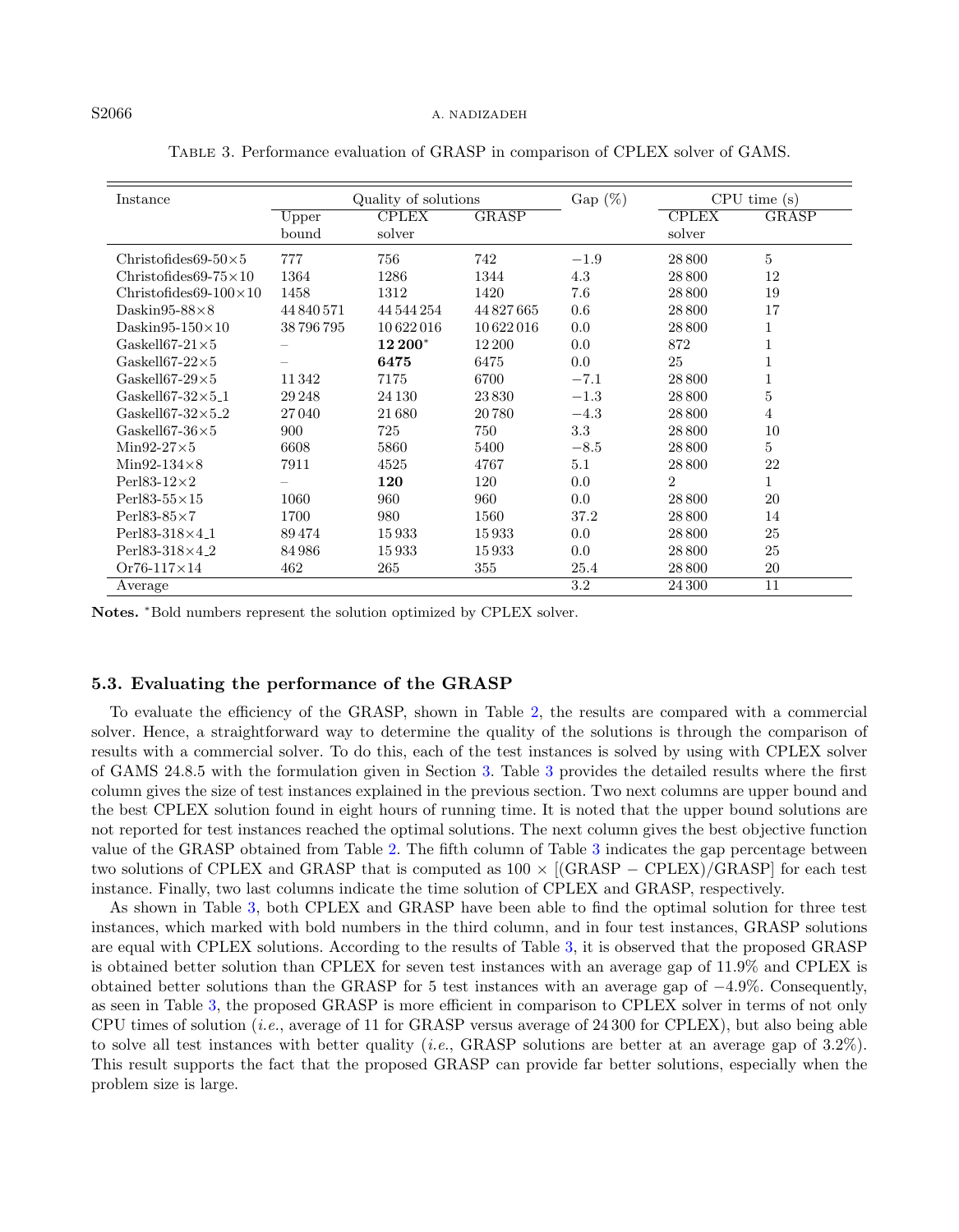Table 3. Performance evaluation of GRASP in comparison of CPLEX solver of GAMS.

| Instance | Quality of solutions | | | Gap (%) | CPU time (s) | |
|---|---|---|---|---|---|---|
| | Upper bound | CPLEX solver | GRASP | | CPLEX solver | GRASP |
| Christofides69-50×5 | 777 | 756 | 742 | −1.9 | 28 800 | 5 |
| Christofides69-75×10 | 1364 | 1286 | 1344 | 4.3 | 28 800 | 12 |
| Christofides69-100×10 | 1458 | 1312 | 1420 | 7.6 | 28 800 | 19 |
| Daskin95-88×8 | 44 840 571 | 44 544 254 | 44 827 665 | 0.6 | 28 800 | 17 |
| Daskin95-150×10 | 38 796 795 | 10 622 016 | 10 622 016 | 0.0 | 28 800 | 1 |
| Gaskell67-21×5 | – | **12 200**\* | 12 200 | 0.0 | 872 | 1 |
| Gaskell67-22×5 | – | **6475** | 6475 | 0.0 | 25 | 1 |
| Gaskell67-29×5 | 11 342 | 7175 | 6700 | −7.1 | 28 800 | 1 |
| Gaskell67-32×5_1 | 29 248 | 24 130 | 23 830 | −1.3 | 28 800 | 5 |
| Gaskell67-32×5_2 | 27 040 | 21 680 | 20 780 | −4.3 | 28 800 | 4 |
| Gaskell67-36×5 | 900 | 725 | 750 | 3.3 | 28 800 | 10 |
| Min92-27×5 | 6608 | 5860 | 5400 | −8.5 | 28 800 | 5 |
| Min92-134×8 | 7911 | 4525 | 4767 | 5.1 | 28 800 | 22 |
| Perl83-12×2 | – | **120** | 120 | 0.0 | 2 | 1 |
| Perl83-55×15 | 1060 | 960 | 960 | 0.0 | 28 800 | 20 |
| Perl83-85×7 | 1700 | 980 | 1560 | 37.2 | 28 800 | 14 |
| Perl83-318×4_1 | 89 474 | 15 933 | 15 933 | 0.0 | 28 800 | 25 |
| Perl83-318×4_2 | 84 986 | 15 933 | 15 933 | 0.0 | 28 800 | 25 |
| Or76-117×14 | 462 | 265 | 355 | 25.4 | 28 800 | 20 |
| Average | | | | 3.2 | 24 300 | 11 |

**Notes.** \*Bold numbers represent the solution optimized by CPLEX solver.

### 5.3. Evaluating the performance of the GRASP

To evaluate the efficiency of the GRASP, shown in Table 2, the results are compared with a commercial solver. Hence, a straightforward way to determine the quality of the solutions is through the comparison of results with a commercial solver. To do this, each of the test instances is solved by using with CPLEX solver of GAMS 24.8.5 with the formulation given in Section 3. Table 3 provides the detailed results where the first column gives the size of test instances explained in the previous section. Two next columns are upper bound and the best CPLEX solution found in eight hours of running time. It is noted that the upper bound solutions are not reported for test instances reached the optimal solutions. The next column gives the best objective function value of the GRASP obtained from Table 2. The fifth column of Table 3 indicates the gap percentage between two solutions of CPLEX and GRASP that is computed as $100 \times [(\text{GRASP} - \text{CPLEX})/\text{GRASP}]$ for each test instance. Finally, two last columns indicate the time solution of CPLEX and GRASP, respectively.

As shown in Table 3, both CPLEX and GRASP have been able to find the optimal solution for three test instances, which marked with bold numbers in the third column, and in four test instances, GRASP solutions are equal with CPLEX solutions. According to the results of Table 3, it is observed that the proposed GRASP is obtained better solution than CPLEX for seven test instances with an average gap of 11.9% and CPLEX is obtained better solutions than the GRASP for 5 test instances with an average gap of −4.9%. Consequently, as seen in Table 3, the proposed GRASP is more efficient in comparison to CPLEX solver in terms of not only CPU times of solution (*i.e.*, average of 11 for GRASP versus average of 24 300 for CPLEX), but also being able to solve all test instances with better quality (*i.e.*, GRASP solutions are better at an average gap of 3.2%). This result supports the fact that the proposed GRASP can provide far better solutions, especially when the problem size is large.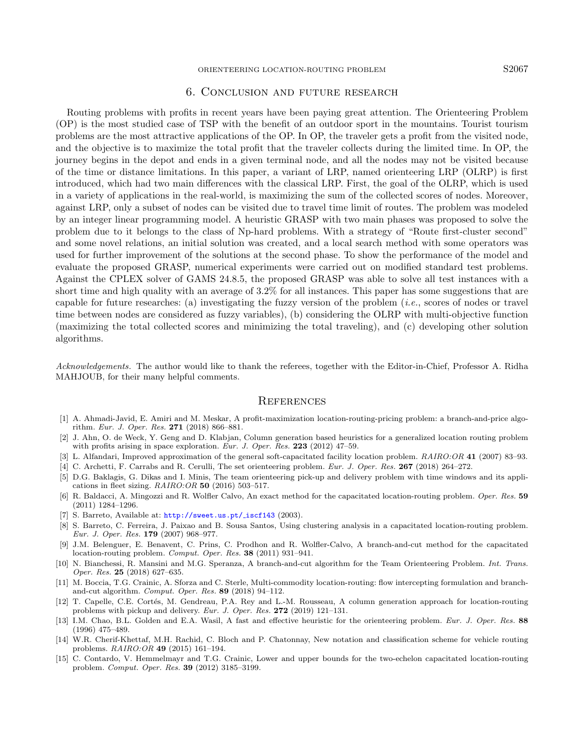## 6. Conclusion and future research

Routing problems with profits in recent years have been paying great attention. The Orienteering Problem (OP) is the most studied case of TSP with the benefit of an outdoor sport in the mountains. Tourist tourism problems are the most attractive applications of the OP. In OP, the traveler gets a profit from the visited node, and the objective is to maximize the total profit that the traveler collects during the limited time. In OP, the journey begins in the depot and ends in a given terminal node, and all the nodes may not be visited because of the time or distance limitations. In this paper, a variant of LRP, named orienteering LRP (OLRP) is first introduced, which had two main differences with the classical LRP. First, the goal of the OLRP, which is used in a variety of applications in the real-world, is maximizing the sum of the collected scores of nodes. Moreover, against LRP, only a subset of nodes can be visited due to travel time limit of routes. The problem was modeled by an integer linear programming model. A heuristic GRASP with two main phases was proposed to solve the problem due to it belongs to the class of Np-hard problems. With a strategy of "Route first-cluster second" and some novel relations, an initial solution was created, and a local search method with some operators was used for further improvement of the solutions at the second phase. To show the performance of the model and evaluate the proposed GRASP, numerical experiments were carried out on modified standard test problems. Against the CPLEX solver of GAMS 24.8.5, the proposed GRASP was able to solve all test instances with a short time and high quality with an average of 3.2% for all instances. This paper has some suggestions that are capable for future researches: (a) investigating the fuzzy version of the problem (*i.e.*, scores of nodes or travel time between nodes are considered as fuzzy variables), (b) considering the OLRP with multi-objective function (maximizing the total collected scores and minimizing the total traveling), and (c) developing other solution algorithms.

*Acknowledgements.* The author would like to thank the referees, together with the Editor-in-Chief, Professor A. Ridha MAHJOUB, for their many helpful comments.

## References

[1] A. Ahmadi-Javid, E. Amiri and M. Meskar, A profit-maximization location-routing-pricing problem: a branch-and-price algorithm. *Eur. J. Oper. Res.* **271** (2018) 866–881.

[2] J. Ahn, O. de Weck, Y. Geng and D. Klabjan, Column generation based heuristics for a generalized location routing problem with profits arising in space exploration. *Eur. J. Oper. Res.* **223** (2012) 47–59.

[3] L. Alfandari, Improved approximation of the general soft-capacitated facility location problem. *RAIRO:OR* **41** (2007) 83–93.

[4] C. Archetti, F. Carrabs and R. Cerulli, The set orienteering problem. *Eur. J. Oper. Res.* **267** (2018) 264–272.

[5] D.G. Baklagis, G. Dikas and I. Minis, The team orienteering pick-up and delivery problem with time windows and its applications in fleet sizing. *RAIRO:OR* **50** (2016) 503–517.

[6] R. Baldacci, A. Mingozzi and R. Wolfler Calvo, An exact method for the capacitated location-routing problem. *Oper. Res.* **59** (2011) 1284–1296.

[7] S. Barreto, Available at: http://sweet.us.pt/_iscf143 (2003).

[8] S. Barreto, C. Ferreira, J. Paixao and B. Sousa Santos, Using clustering analysis in a capacitated location-routing problem. *Eur. J. Oper. Res.* **179** (2007) 968–977.

[9] J.M. Belenguer, E. Benavent, C. Prins, C. Prodhon and R. Wolfler-Calvo, A branch-and-cut method for the capacitated location-routing problem. *Comput. Oper. Res.* **38** (2011) 931–941.

[10] N. Bianchessi, R. Mansini and M.G. Speranza, A branch-and-cut algorithm for the Team Orienteering Problem. *Int. Trans. Oper. Res.* **25** (2018) 627–635.

[11] M. Boccia, T.G. Crainic, A. Sforza and C. Sterle, Multi-commodity location-routing: flow intercepting formulation and branch-and-cut algorithm. *Comput. Oper. Res.* **89** (2018) 94–112.

[12] T. Capelle, C.E. Cortés, M. Gendreau, P.A. Rey and L.-M. Rousseau, A column generation approach for location-routing problems with pickup and delivery. *Eur. J. Oper. Res.* **272** (2019) 121–131.

[13] I.M. Chao, B.L. Golden and E.A. Wasil, A fast and effective heuristic for the orienteering problem. *Eur. J. Oper. Res.* **88** (1996) 475–489.

[14] W.R. Cherif-Khettaf, M.H. Rachid, C. Bloch and P. Chatonnay, New notation and classification scheme for vehicle routing problems. *RAIRO:OR* **49** (2015) 161–194.

[15] C. Contardo, V. Hemmelmayr and T.G. Crainic, Lower and upper bounds for the two-echelon capacitated location-routing problem. *Comput. Oper. Res.* **39** (2012) 3185–3199.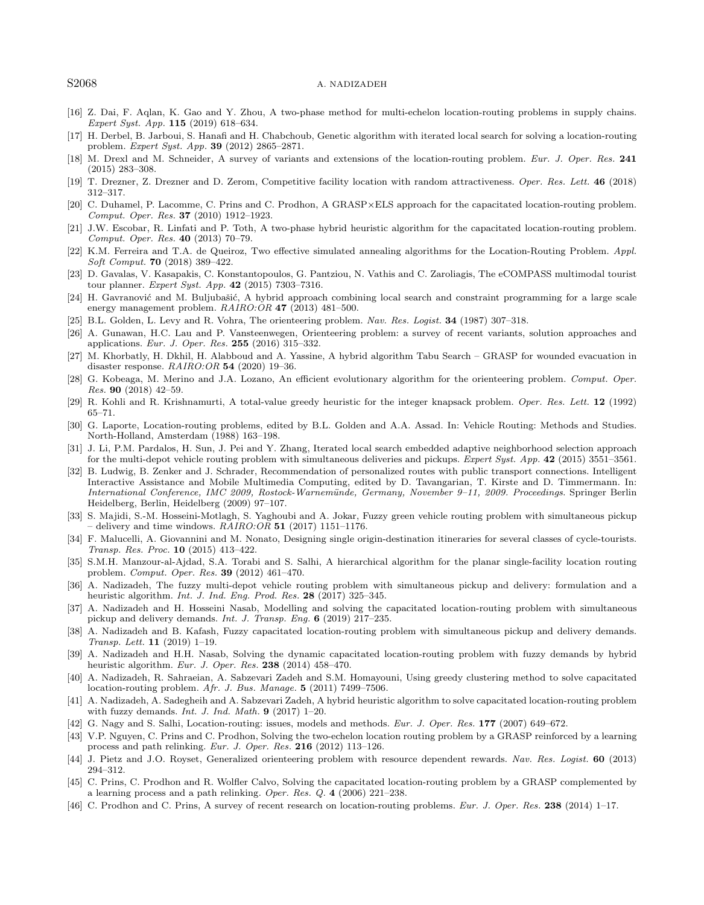[16] Z. Dai, F. Aqlan, K. Gao and Y. Zhou, A two-phase method for multi-echelon location-routing problems in supply chains. *Expert Syst. App.* **115** (2019) 618–634.

[17] H. Derbel, B. Jarboui, S. Hanafi and H. Chabchoub, Genetic algorithm with iterated local search for solving a location-routing problem. *Expert Syst. App.* **39** (2012) 2865–2871.

[18] M. Drexl and M. Schneider, A survey of variants and extensions of the location-routing problem. *Eur. J. Oper. Res.* **241** (2015) 283–308.

[19] T. Drezner, Z. Drezner and D. Zerom, Competitive facility location with random attractiveness. *Oper. Res. Lett.* **46** (2018) 312–317.

[20] C. Duhamel, P. Lacomme, C. Prins and C. Prodhon, A GRASP×ELS approach for the capacitated location-routing problem. *Comput. Oper. Res.* **37** (2010) 1912–1923.

[21] J.W. Escobar, R. Linfati and P. Toth, A two-phase hybrid heuristic algorithm for the capacitated location-routing problem. *Comput. Oper. Res.* **40** (2013) 70–79.

[22] K.M. Ferreira and T.A. de Queiroz, Two effective simulated annealing algorithms for the Location-Routing Problem. *Appl. Soft Comput.* **70** (2018) 389–422.

[23] D. Gavalas, V. Kasapakis, C. Konstantopoulos, G. Pantziou, N. Vathis and C. Zaroliagis, The eCOMPASS multimodal tourist tour planner. *Expert Syst. App.* **42** (2015) 7303–7316.

[24] H. Gavranović and M. Buljubašić, A hybrid approach combining local search and constraint programming for a large scale energy management problem. *RAIRO:OR* **47** (2013) 481–500.

[25] B.L. Golden, L. Levy and R. Vohra, The orienteering problem. *Nav. Res. Logist.* **34** (1987) 307–318.

[26] A. Gunawan, H.C. Lau and P. Vansteenwegen, Orienteering problem: a survey of recent variants, solution approaches and applications. *Eur. J. Oper. Res.* **255** (2016) 315–332.

[27] M. Khorbatly, H. Dkhil, H. Alabboud and A. Yassine, A hybrid algorithm Tabu Search – GRASP for wounded evacuation in disaster response. *RAIRO:OR* **54** (2020) 19–36.

[28] G. Kobeaga, M. Merino and J.A. Lozano, An efficient evolutionary algorithm for the orienteering problem. *Comput. Oper. Res.* **90** (2018) 42–59.

[29] R. Kohli and R. Krishnamurti, A total-value greedy heuristic for the integer knapsack problem. *Oper. Res. Lett.* **12** (1992) 65–71.

[30] G. Laporte, Location-routing problems, edited by B.L. Golden and A.A. Assad. In: Vehicle Routing: Methods and Studies. North-Holland, Amsterdam (1988) 163–198.

[31] J. Li, P.M. Pardalos, H. Sun, J. Pei and Y. Zhang, Iterated local search embedded adaptive neighborhood selection approach for the multi-depot vehicle routing problem with simultaneous deliveries and pickups. *Expert Syst. App.* **42** (2015) 3551–3561.

[32] B. Ludwig, B. Zenker and J. Schrader, Recommendation of personalized routes with public transport connections. Intelligent Interactive Assistance and Mobile Multimedia Computing, edited by D. Tavangarian, T. Kirste and D. Timmermann. In: *International Conference, IMC 2009, Rostock-Warnemünde, Germany, November 9–11, 2009. Proceedings.* Springer Berlin Heidelberg, Berlin, Heidelberg (2009) 97–107.

[33] S. Majidi, S.-M. Hosseini-Motlagh, S. Yaghoubi and A. Jokar, Fuzzy green vehicle routing problem with simultaneous pickup – delivery and time windows. *RAIRO:OR* **51** (2017) 1151–1176.

[34] F. Malucelli, A. Giovannini and M. Nonato, Designing single origin-destination itineraries for several classes of cycle-tourists. *Transp. Res. Proc.* **10** (2015) 413–422.

[35] S.M.H. Manzour-al-Ajdad, S.A. Torabi and S. Salhi, A hierarchical algorithm for the planar single-facility location routing problem. *Comput. Oper. Res.* **39** (2012) 461–470.

[36] A. Nadizadeh, The fuzzy multi-depot vehicle routing problem with simultaneous pickup and delivery: formulation and a heuristic algorithm. *Int. J. Ind. Eng. Prod. Res.* **28** (2017) 325–345.

[37] A. Nadizadeh and H. Hosseini Nasab, Modelling and solving the capacitated location-routing problem with simultaneous pickup and delivery demands. *Int. J. Transp. Eng.* **6** (2019) 217–235.

[38] A. Nadizadeh and B. Kafash, Fuzzy capacitated location-routing problem with simultaneous pickup and delivery demands. *Transp. Lett.* **11** (2019) 1–19.

[39] A. Nadizadeh and H.H. Nasab, Solving the dynamic capacitated location-routing problem with fuzzy demands by hybrid heuristic algorithm. *Eur. J. Oper. Res.* **238** (2014) 458–470.

[40] A. Nadizadeh, R. Sahraeian, A. Sabzevari Zadeh and S.M. Homayouni, Using greedy clustering method to solve capacitated location-routing problem. *Afr. J. Bus. Manage.* **5** (2011) 7499–7506.

[41] A. Nadizadeh, A. Sadegheih and A. Sabzevari Zadeh, A hybrid heuristic algorithm to solve capacitated location-routing problem with fuzzy demands. *Int. J. Ind. Math.* **9** (2017) 1–20.

[42] G. Nagy and S. Salhi, Location-routing: issues, models and methods. *Eur. J. Oper. Res.* **177** (2007) 649–672.

[43] V.P. Nguyen, C. Prins and C. Prodhon, Solving the two-echelon location routing problem by a GRASP reinforced by a learning process and path relinking. *Eur. J. Oper. Res.* **216** (2012) 113–126.

[44] J. Pietz and J.O. Royset, Generalized orienteering problem with resource dependent rewards. *Nav. Res. Logist.* **60** (2013) 294–312.

[45] C. Prins, C. Prodhon and R. Wolfler Calvo, Solving the capacitated location-routing problem by a GRASP complemented by a learning process and a path relinking. *Oper. Res. Q.* **4** (2006) 221–238.

[46] C. Prodhon and C. Prins, A survey of recent research on location-routing problems. *Eur. J. Oper. Res.* **238** (2014) 1–17.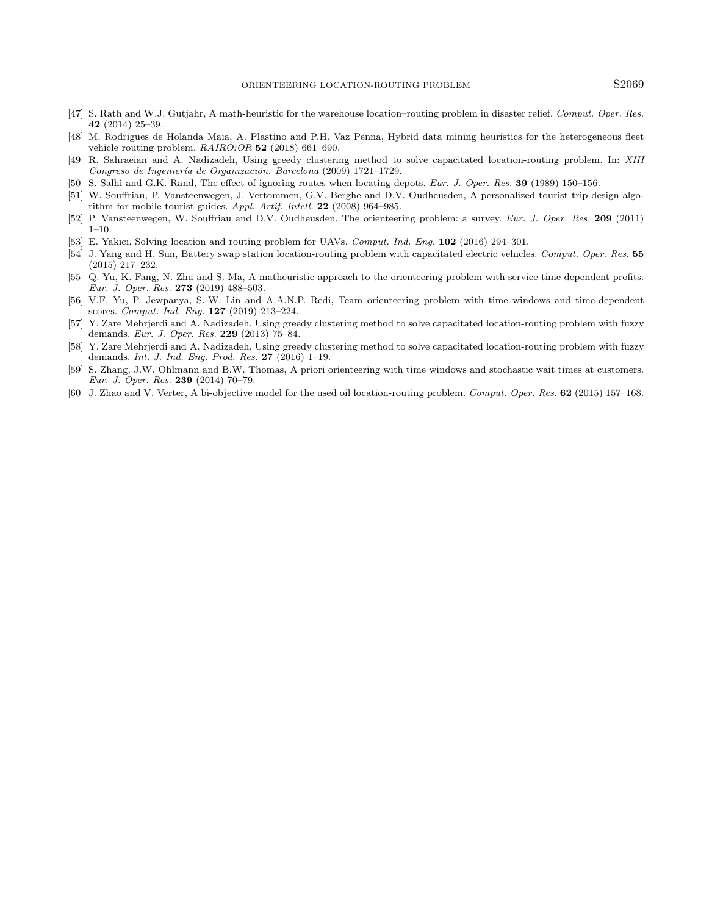- [47] S. Rath and W.J. Gutjahr, A math-heuristic for the warehouse location–routing problem in disaster relief. *Comput. Oper. Res.* **42** (2014) 25–39.
- [48] M. Rodrigues de Holanda Maia, A. Plastino and P.H. Vaz Penna, Hybrid data mining heuristics for the heterogeneous fleet vehicle routing problem. *RAIRO:OR* **52** (2018) 661–690.
- [49] R. Sahraeian and A. Nadizadeh, Using greedy clustering method to solve capacitated location-routing problem. In: *XIII Congreso de Ingeniería de Organización. Barcelona* (2009) 1721–1729.
- [50] S. Salhi and G.K. Rand, The effect of ignoring routes when locating depots. *Eur. J. Oper. Res.* **39** (1989) 150–156.
- [51] W. Souffriau, P. Vansteenwegen, J. Vertommen, G.V. Berghe and D.V. Oudheusden, A personalized tourist trip design algorithm for mobile tourist guides. *Appl. Artif. Intell.* **22** (2008) 964–985.
- [52] P. Vansteenwegen, W. Souffriau and D.V. Oudheusden, The orienteering problem: a survey. *Eur. J. Oper. Res.* **209** (2011) 1–10.
- [53] E. Yakıcı, Solving location and routing problem for UAVs. *Comput. Ind. Eng.* **102** (2016) 294–301.
- [54] J. Yang and H. Sun, Battery swap station location-routing problem with capacitated electric vehicles. *Comput. Oper. Res.* **55** (2015) 217–232.
- [55] Q. Yu, K. Fang, N. Zhu and S. Ma, A matheuristic approach to the orienteering problem with service time dependent profits. *Eur. J. Oper. Res.* **273** (2019) 488–503.
- [56] V.F. Yu, P. Jewpanya, S.-W. Lin and A.A.N.P. Redi, Team orienteering problem with time windows and time-dependent scores. *Comput. Ind. Eng.* **127** (2019) 213–224.
- [57] Y. Zare Mehrjerdi and A. Nadizadeh, Using greedy clustering method to solve capacitated location-routing problem with fuzzy demands. *Eur. J. Oper. Res.* **229** (2013) 75–84.
- [58] Y. Zare Mehrjerdi and A. Nadizadeh, Using greedy clustering method to solve capacitated location-routing problem with fuzzy demands. *Int. J. Ind. Eng. Prod. Res.* **27** (2016) 1–19.
- [59] S. Zhang, J.W. Ohlmann and B.W. Thomas, A priori orienteering with time windows and stochastic wait times at customers. *Eur. J. Oper. Res.* **239** (2014) 70–79.
- [60] J. Zhao and V. Verter, A bi-objective model for the used oil location-routing problem. *Comput. Oper. Res.* **62** (2015) 157–168.